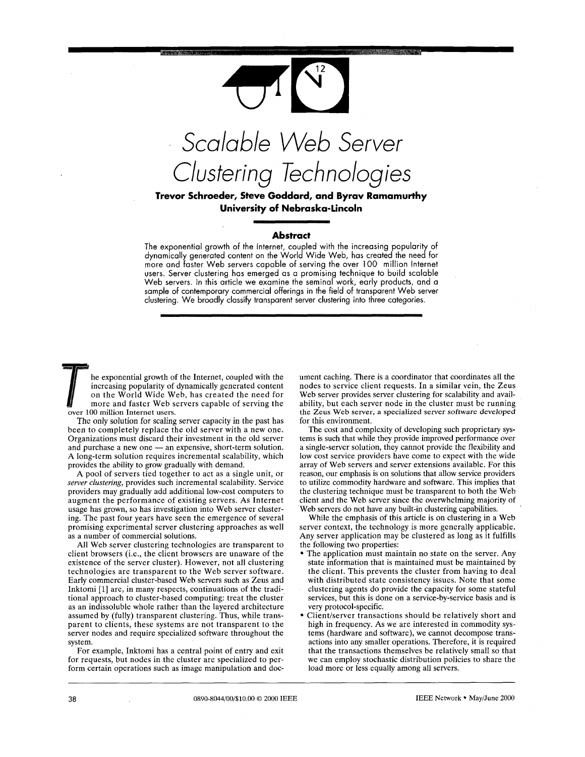# Scalable Web Server Clustering Technologies

**Trevor Schroeder, Steve Goddard, and Byrav Ramamurthy**
**University of Nebraska-Lincoln**

## Abstract

The exponential growth of the Internet, coupled with the increasing popularity of dynamically generated content on the World Wide Web, has created the need for more and faster Web servers capable of serving the over 100 million Internet users. Server clustering has emerged as a promising technique to build scalable Web servers. In this article we examine the seminal work, early products, and a sample of contemporary commercial offerings in the field of transparent Web server clustering. We broadly classify transparent server clustering into three categories.

The exponential growth of the Internet, coupled with the increasing popularity of dynamically generated content on the World Wide Web, has created the need for more and faster Web servers capable of serving the over 100 million Internet users.

The only solution for scaling server capacity in the past has been to completely replace the old server with a new one. Organizations must discard their investment in the old server and purchase a new one — an expensive, short-term solution. A long-term solution requires incremental scalability, which provides the ability to grow gradually with demand.

A pool of servers tied together to act as a single unit, or *server clustering*, provides such incremental scalability. Service providers may gradually add additional low-cost computers to augment the performance of existing servers. As Internet usage has grown, so has investigation into Web server clustering. The past four years have seen the emergence of several promising experimental server clustering approaches as well as a number of commercial solutions.

All Web server clustering technologies are transparent to client browsers (i.e., the client browsers are unaware of the existence of the server cluster). However, not all clustering technologies are transparent to the Web server software. Early commercial cluster-based Web servers such as Zeus and Inktomi [1] are, in many respects, continuations of the traditional approach to cluster-based computing: treat the cluster as an indissoluble whole rather than the layered architecture assumed by (fully) transparent clustering. Thus, while transparent to clients, these systems are not transparent to the server nodes and require specialized software throughout the system.

For example, Inktomi has a central point of entry and exit for requests, but nodes in the cluster are specialized to perform certain operations such as image manipulation and document caching. There is a coordinator that coordinates all the nodes to service client requests. In a similar vein, the Zeus Web server provides server clustering for scalability and availability, but each server node in the cluster must be running the Zeus Web server, a specialized server software developed for this environment.

The cost and complexity of developing such proprietary systems is such that while they provide improved performance over a single-server solution, they cannot provide the flexibility and low cost service providers have come to expect with the wide array of Web servers and server extensions available. For this reason, our emphasis is on solutions that allow service providers to utilize commodity hardware and software. This implies that the clustering technique must be transparent to both the Web client and the Web server since the overwhelming majority of Web servers do not have any built-in clustering capabilities.

While the emphasis of this article is on clustering in a Web server context, the technology is more generally applicable. Any server application may be clustered as long as it fulfills the following two properties:

- The application must maintain no state on the server. Any state information that is maintained must be maintained by the client. This prevents the cluster from having to deal with distributed state consistency issues. Note that some clustering agents do provide the capacity for some stateful services, but this is done on a service-by-service basis and is very protocol-specific.
- Client/server transactions should be relatively short and high in frequency. As we are interested in commodity systems (hardware and software), we cannot decompose transactions into any smaller operations. Therefore, it is required that the transactions themselves be relatively small so that we can employ stochastic distribution policies to share the load more or less equally among all servers.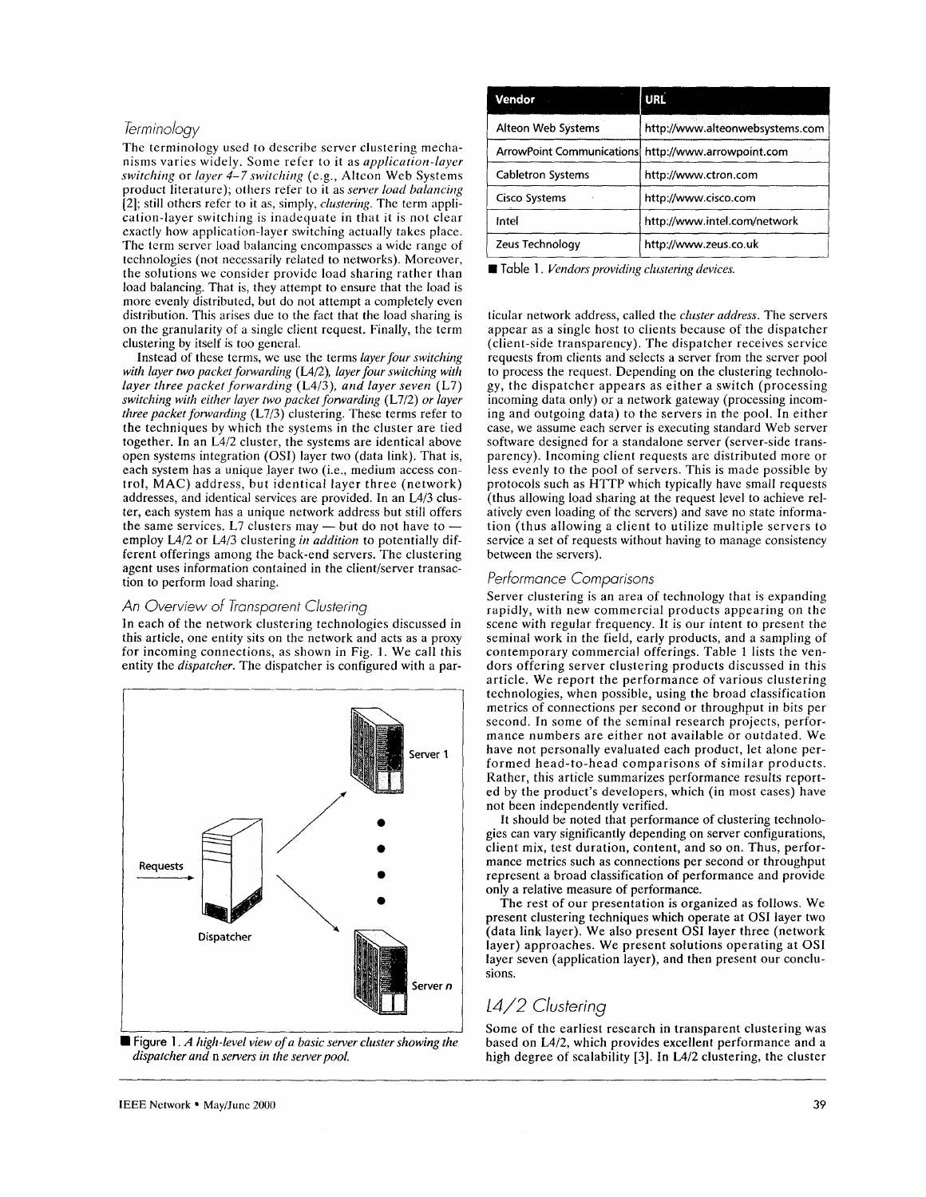### Terminology

The terminology used to describe server clustering mechanisms varies widely. Some refer to it as *application-layer switching* or *layer 4–7 switching* (e.g., Alteon Web Systems product literature); others refer to it as *server load balancing* [2]; still others refer to it as, simply, *clustering*. The term application-layer switching is inadequate in that it is not clear exactly how application-layer switching actually takes place. The term server load balancing encompasses a wide range of technologies (not necessarily related to networks). Moreover, the solutions we consider provide load sharing rather than load balancing. That is, they attempt to ensure that the load is more evenly distributed, but do not attempt a completely even distribution. This arises due to the fact that the load sharing is on the granularity of a single client request. Finally, the term clustering by itself is too general.

Instead of these terms, we use the terms *layer four switching with layer two packet forwarding* (L4/2), *layer four switching with layer three packet forwarding* (L4/3), *and layer seven* (L7) *switching with either layer two packet forwarding* (L7/2) *or layer three packet forwarding* (L7/3) clustering. These terms refer to the techniques by which the systems in the cluster are tied together. In an L4/2 cluster, the systems are identical above open systems integration (OSI) layer two (data link). That is, each system has a unique layer two (i.e., medium access control, MAC) address, but identical layer three (network) addresses, and identical services are provided. In an L4/3 cluster, each system has a unique network address but still offers the same services. L7 clusters may — but do not have to — employ L4/2 or L4/3 clustering *in addition* to potentially different offerings among the back-end servers. The clustering agent uses information contained in the client/server transaction to perform load sharing.

### An Overview of Transparent Clustering

In each of the network clustering technologies discussed in this article, one entity sits on the network and acts as a proxy for incoming connections, as shown in Fig. 1. We call this entity the *dispatcher*. The dispatcher is configured with a particular network address, called the *cluster address*. The servers appear as a single host to clients because of the dispatcher (client-side transparency). The dispatcher receives service requests from clients and selects a server from the server pool to process the request. Depending on the clustering technology, the dispatcher appears as either a switch (processing incoming data only) or a network gateway (processing incoming and outgoing data) to the servers in the pool. In either case, we assume each server is executing standard Web server software designed for a standalone server (server-side transparency). Incoming client requests are distributed more or less evenly to the pool of servers. This is made possible by protocols such as HTTP which typically have small requests (thus allowing load sharing at the request level to achieve relatively even loading of the servers) and save no state information (thus allowing a client to utilize multiple servers to service a set of requests without having to manage consistency between the servers).

Figure 1. *A high-level view of a basic server cluster showing the dispatcher and* n *servers in the server pool.*

| Vendor | URL |
|---|---|
| Alteon Web Systems | http://www.alteonwebsystems.com |
| ArrowPoint Communications | http://www.arrowpoint.com |
| Cabletron Systems | http://www.ctron.com |
| Cisco Systems | http://www.cisco.com |
| Intel | http://www.intel.com/network |
| Zeus Technology | http://www.zeus.co.uk |

Table 1. *Vendors providing clustering devices.*

### Performance Comparisons

Server clustering is an area of technology that is expanding rapidly, with new commercial products appearing on the scene with regular frequency. It is our intent to present the seminal work in the field, early products, and a sampling of contemporary commercial offerings. Table 1 lists the vendors offering server clustering products discussed in this article. We report the performance of various clustering technologies, when possible, using the broad classification metrics of connections per second or throughput in bits per second. In some of the seminal research projects, performance numbers are either not available or outdated. We have not personally evaluated each product, let alone performed head-to-head comparisons of similar products. Rather, this article summarizes performance results reported by the product's developers, which (in most cases) have not been independently verified.

It should be noted that performance of clustering technologies can vary significantly depending on server configurations, client mix, test duration, content, and so on. Thus, performance metrics such as connections per second or throughput represent a broad classification of performance and provide only a relative measure of performance.

The rest of our presentation is organized as follows. We present clustering techniques which operate at OSI layer two (data link layer). We also present OSI layer three (network layer) approaches. We present solutions operating at OSI layer seven (application layer), and then present our conclusions.

## L4/2 Clustering

Some of the earliest research in transparent clustering was based on L4/2, which provides excellent performance and a high degree of scalability [3]. In L4/2 clustering, the cluster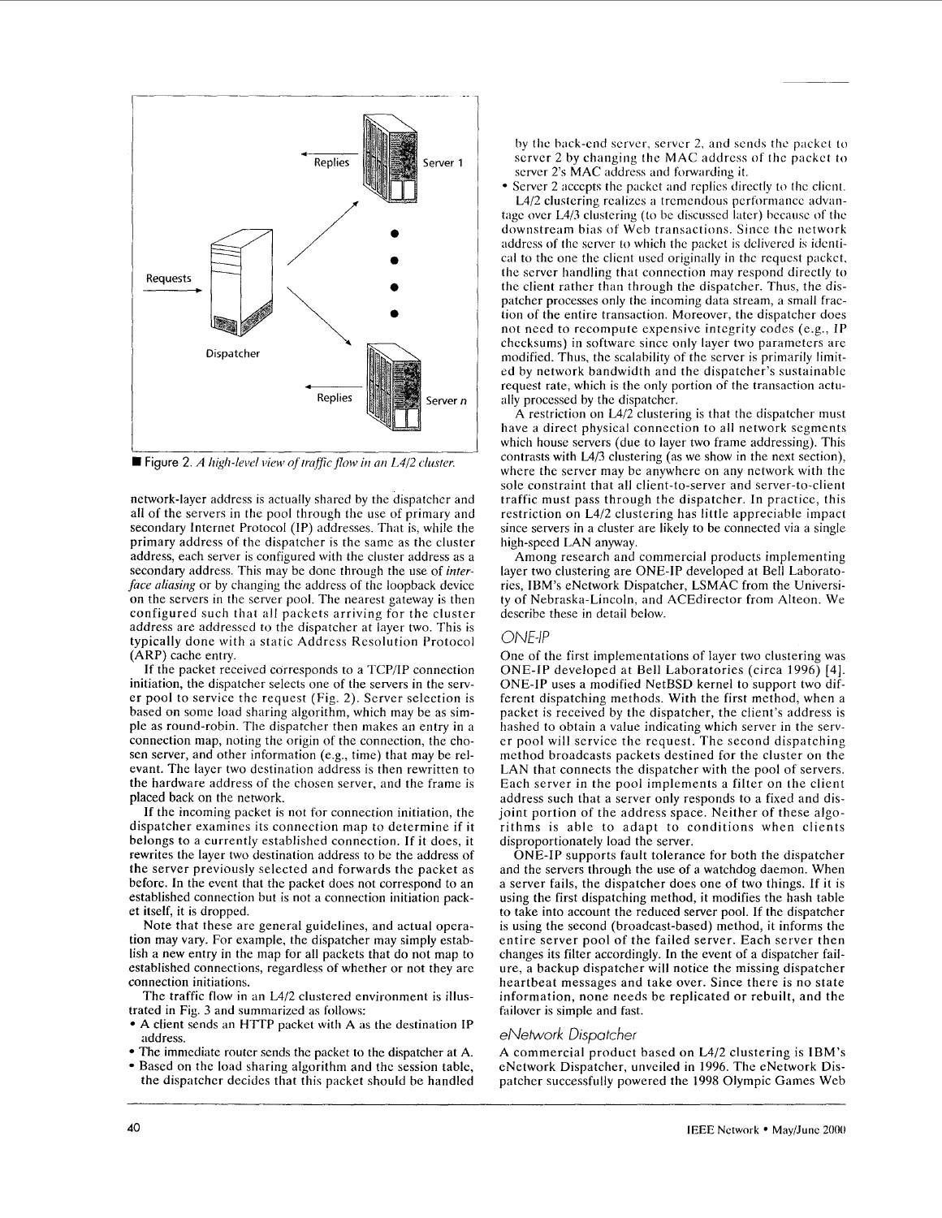Figure 2. *A high-level view of traffic flow in an L4/2 cluster.*

network-layer address is actually shared by the dispatcher and all of the servers in the pool through the use of primary and secondary Internet Protocol (IP) addresses. That is, while the primary address of the dispatcher is the same as the cluster address, each server is configured with the cluster address as a secondary address. This may be done through the use of *interface aliasing* or by changing the address of the loopback device on the servers in the server pool. The nearest gateway is then configured such that all packets arriving for the cluster address are addressed to the dispatcher at layer two. This is typically done with a static Address Resolution Protocol (ARP) cache entry.

If the packet received corresponds to a TCP/IP connection initiation, the dispatcher selects one of the servers in the server pool to service the request (Fig. 2). Server selection is based on some load sharing algorithm, which may be as simple as round-robin. The dispatcher then makes an entry in a connection map, noting the origin of the connection, the chosen server, and other information (e.g., time) that may be relevant. The layer two destination address is then rewritten to the hardware address of the chosen server, and the frame is placed back on the network.

If the incoming packet is not for connection initiation, the dispatcher examines its connection map to determine if it belongs to a currently established connection. If it does, it rewrites the layer two destination address to be the address of the server previously selected and forwards the packet as before. In the event that the packet does not correspond to an established connection but is not a connection initiation packet itself, it is dropped.

Note that these are general guidelines, and actual operation may vary. For example, the dispatcher may simply establish a new entry in the map for all packets that do not map to established connections, regardless of whether or not they are connection initiations.

The traffic flow in an L4/2 clustered environment is illustrated in Fig. 3 and summarized as follows:

- A client sends an HTTP packet with A as the destination IP address.
- The immediate router sends the packet to the dispatcher at A.
- Based on the load sharing algorithm and the session table, the dispatcher decides that this packet should be handled by the back-end server, server 2, and sends the packet to server 2 by changing the MAC address of the packet to server 2's MAC address and forwarding it.
- Server 2 accepts the packet and replies directly to the client.

L4/2 clustering realizes a tremendous performance advantage over L4/3 clustering (to be discussed later) because of the downstream bias of Web transactions. Since the network address of the server to which the packet is delivered is identical to the one the client used originally in the request packet, the server handling that connection may respond directly to the client rather than through the dispatcher. Thus, the dispatcher processes only the incoming data stream, a small fraction of the entire transaction. Moreover, the dispatcher does not need to recompute expensive integrity codes (e.g., IP checksums) in software since only layer two parameters are modified. Thus, the scalability of the server is primarily limited by network bandwidth and the dispatcher's sustainable request rate, which is the only portion of the transaction actually processed by the dispatcher.

A restriction on L4/2 clustering is that the dispatcher must have a direct physical connection to all network segments which house servers (due to layer two frame addressing). This contrasts with L4/3 clustering (as we show in the next section), where the server may be anywhere on any network with the sole constraint that all client-to-server and server-to-client traffic must pass through the dispatcher. In practice, this restriction on L4/2 clustering has little appreciable impact since servers in a cluster are likely to be connected via a single high-speed LAN anyway.

Among research and commercial products implementing layer two clustering are ONE-IP developed at Bell Laboratories, IBM's eNetwork Dispatcher, LSMAC from the University of Nebraska-Lincoln, and ACEdirector from Alteon. We describe these in detail below.

### ONE-IP

One of the first implementations of layer two clustering was ONE-IP developed at Bell Laboratories (circa 1996) [4]. ONE-IP uses a modified NetBSD kernel to support two different dispatching methods. With the first method, when a packet is received by the dispatcher, the client's address is hashed to obtain a value indicating which server in the server pool will service the request. The second dispatching method broadcasts packets destined for the cluster on the LAN that connects the dispatcher with the pool of servers. Each server in the pool implements a filter on the client address such that a server only responds to a fixed and disjoint portion of the address space. Neither of these algorithms is able to adapt to conditions when clients disproportionately load the server.

ONE-IP supports fault tolerance for both the dispatcher and the servers through the use of a watchdog daemon. When a server fails, the dispatcher does one of two things. If it is using the first dispatching method, it modifies the hash table to take into account the reduced server pool. If the dispatcher is using the second (broadcast-based) method, it informs the entire server pool of the failed server. Each server then changes its filter accordingly. In the event of a dispatcher failure, a backup dispatcher will notice the missing dispatcher heartbeat messages and take over. Since there is no state information, none needs be replicated or rebuilt, and the failover is simple and fast.

### eNetwork Dispatcher

A commercial product based on L4/2 clustering is IBM's eNetwork Dispatcher, unveiled in 1996. The eNetwork Dispatcher successfully powered the 1998 Olympic Games Web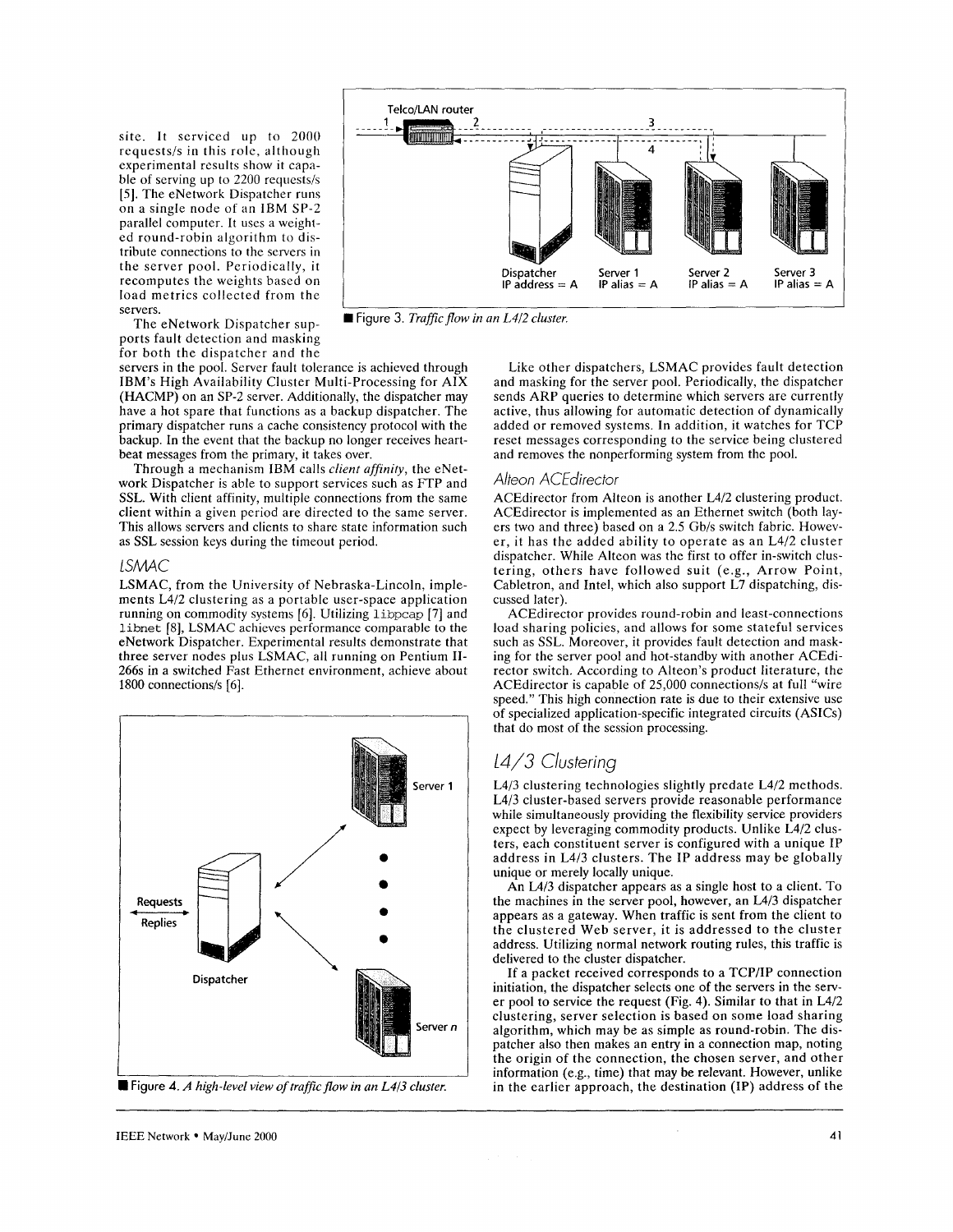site. It serviced up to 2000 requests/s in this role, although experimental results show it capable of serving up to 2200 requests/s [5]. The eNetwork Dispatcher runs on a single node of an IBM SP-2 parallel computer. It uses a weighted round-robin algorithm to distribute connections to the servers in the server pool. Periodically, it recomputes the weights based on load metrics collected from the servers.

The eNetwork Dispatcher supports fault detection and masking for both the dispatcher and the servers in the pool. Server fault tolerance is achieved through IBM's High Availability Cluster Multi-Processing for AIX (HACMP) on an SP-2 server. Additionally, the dispatcher may have a hot spare that functions as a backup dispatcher. The primary dispatcher runs a cache consistency protocol with the backup. In the event that the backup no longer receives heartbeat messages from the primary, it takes over.

Through a mechanism IBM calls *client affinity*, the eNetwork Dispatcher is able to support services such as FTP and SSL. With client affinity, multiple connections from the same client within a given period are directed to the same server. This allows servers and clients to share state information such as SSL session keys during the timeout period.

■ Figure 3. *Traffic flow in an L4/2 cluster.*

### LSMAC

LSMAC, from the University of Nebraska-Lincoln, implements L4/2 clustering as a portable user-space application running on commodity systems [6]. Utilizing `libpcap` [7] and `libnet` [8], LSMAC achieves performance comparable to the eNetwork Dispatcher. Experimental results demonstrate that three server nodes plus LSMAC, all running on Pentium II-266s in a switched Fast Ethernet environment, achieve about 1800 connections/s [6].

■ Figure 4. *A high-level view of traffic flow in an L4/3 cluster.*

Like other dispatchers, LSMAC provides fault detection and masking for the server pool. Periodically, the dispatcher sends ARP queries to determine which servers are currently active, thus allowing for automatic detection of dynamically added or removed systems. In addition, it watches for TCP reset messages corresponding to the service being clustered and removes the nonperforming system from the pool.

### Alteon ACEdirector

ACEdirector from Alteon is another L4/2 clustering product. ACEdirector is implemented as an Ethernet switch (both layers two and three) based on a 2.5 Gb/s switch fabric. However, it has the added ability to operate as an L4/2 cluster dispatcher. While Alteon was the first to offer in-switch clustering, others have followed suit (e.g., Arrow Point, Cabletron, and Intel, which also support L7 dispatching, discussed later).

ACEdirector provides round-robin and least-connections load sharing policies, and allows for some stateful services such as SSL. Moreover, it provides fault detection and masking for the server pool and hot-standby with another ACEdirector switch. According to Alteon's product literature, the ACEdirector is capable of 25,000 connections/s at full "wire speed." This high connection rate is due to their extensive use of specialized application-specific integrated circuits (ASICs) that do most of the session processing.

## L4/3 Clustering

L4/3 clustering technologies slightly predate L4/2 methods. L4/3 cluster-based servers provide reasonable performance while simultaneously providing the flexibility service providers expect by leveraging commodity products. Unlike L4/2 clusters, each constituent server is configured with a unique IP address in L4/3 clusters. The IP address may be globally unique or merely locally unique.

An L4/3 dispatcher appears as a single host to a client. To the machines in the server pool, however, an L4/3 dispatcher appears as a gateway. When traffic is sent from the client to the clustered Web server, it is addressed to the cluster address. Utilizing normal network routing rules, this traffic is delivered to the cluster dispatcher.

If a packet received corresponds to a TCP/IP connection initiation, the dispatcher selects one of the servers in the server pool to service the request (Fig. 4). Similar to that in L4/2 clustering, server selection is based on some load sharing algorithm, which may be as simple as round-robin. The dispatcher also then makes an entry in a connection map, noting the origin of the connection, the chosen server, and other information (e.g., time) that may be relevant. However, unlike in the earlier approach, the destination (IP) address of the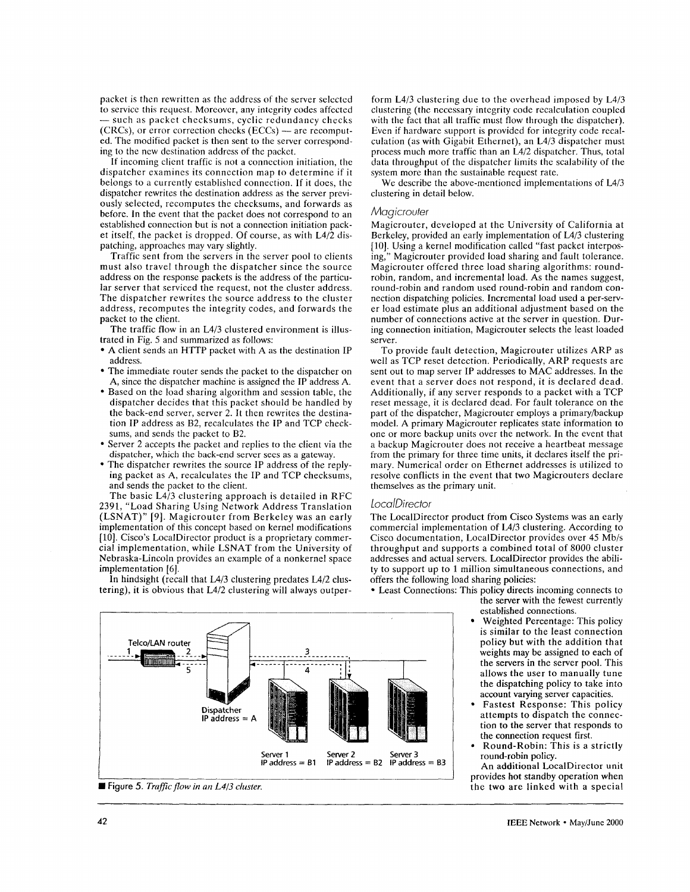packet is then rewritten as the address of the server selected to service this request. Moreover, any integrity codes affected — such as packet checksums, cyclic redundancy checks (CRCs), or error correction checks (ECCs) — are recomputed. The modified packet is then sent to the server corresponding to the new destination address of the packet.

If incoming client traffic is not a connection initiation, the dispatcher examines its connection map to determine if it belongs to a currently established connection. If it does, the dispatcher rewrites the destination address as the server previously selected, recomputes the checksums, and forwards as before. In the event that the packet does not correspond to an established connection but is not a connection initiation packet itself, the packet is dropped. Of course, as with L4/2 dispatching, approaches may vary slightly.

Traffic sent from the servers in the server pool to clients must also travel through the dispatcher since the source address on the response packets is the address of the particular server that serviced the request, not the cluster address. The dispatcher rewrites the source address to the cluster address, recomputes the integrity codes, and forwards the packet to the client.

The traffic flow in an L4/3 clustered environment is illustrated in Fig. 5 and summarized as follows:

- A client sends an HTTP packet with A as the destination IP address.
- The immediate router sends the packet to the dispatcher on A, since the dispatcher machine is assigned the IP address A.
- Based on the load sharing algorithm and session table, the dispatcher decides that this packet should be handled by the back-end server, server 2. It then rewrites the destination IP address as B2, recalculates the IP and TCP checksums, and sends the packet to B2.
- Server 2 accepts the packet and replies to the client via the dispatcher, which the back-end server sees as a gateway.
- The dispatcher rewrites the source IP address of the replying packet as A, recalculates the IP and TCP checksums, and sends the packet to the client.

The basic L4/3 clustering approach is detailed in RFC 2391, "Load Sharing Using Network Address Translation (LSNAT)" [9]. Magicrouter from Berkeley was an early implementation of this concept based on kernel modifications [10]. Cisco's LocalDirector product is a proprietary commercial implementation, while LSNAT from the University of Nebraska-Lincoln provides an example of a nonkernel space implementation [6].

In hindsight (recall that L4/3 clustering predates L4/2 clustering), it is obvious that L4/2 clustering will always outperform L4/3 clustering due to the overhead imposed by L4/3 clustering (the necessary integrity code recalculation coupled with the fact that all traffic must flow through the dispatcher). Even if hardware support is provided for integrity code recalculation (as with Gigabit Ethernet), an L4/3 dispatcher must process much more traffic than an L4/2 dispatcher. Thus, total data throughput of the dispatcher limits the scalability of the system more than the sustainable request rate.

We describe the above-mentioned implementations of L4/3 clustering in detail below.

### Magicrouter

Magicrouter, developed at the University of California at Berkeley, provided an early implementation of L4/3 clustering [10]. Using a kernel modification called "fast packet interposing," Magicrouter provided load sharing and fault tolerance. Magicrouter offered three load sharing algorithms: round-robin, random, and incremental load. As the names suggest, round-robin and random used round-robin and random connection dispatching policies. Incremental load used a per-server load estimate plus an additional adjustment based on the number of connections active at the server in question. During connection initiation, Magicrouter selects the least loaded server.

To provide fault detection, Magicrouter utilizes ARP as well as TCP reset detection. Periodically, ARP requests are sent out to map server IP addresses to MAC addresses. In the event that a server does not respond, it is declared dead. Additionally, if any server responds to a packet with a TCP reset message, it is declared dead. For fault tolerance on the part of the dispatcher, Magicrouter employs a primary/backup model. A primary Magicrouter replicates state information to one or more backup units over the network. In the event that a backup Magicrouter does not receive a heartbeat message from the primary for three time units, it declares itself the primary. Numerical order on Ethernet addresses is utilized to resolve conflicts in the event that two Magicrouters declare themselves as the primary unit.

### LocalDirector

The LocalDirector product from Cisco Systems was an early commercial implementation of L4/3 clustering. According to Cisco documentation, LocalDirector provides over 45 Mb/s throughput and supports a combined total of 8000 cluster addresses and actual servers. LocalDirector provides the ability to support up to 1 million simultaneous connections, and offers the following load sharing policies:

- Least Connections: This policy directs incoming connects to the server with the fewest currently established connections.
- Weighted Percentage: This policy is similar to the least connection policy but with the addition that weights may be assigned to each of the servers in the server pool. This allows the user to manually tune the dispatching policy to take into account varying server capacities.
- Fastest Response: This policy attempts to dispatch the connection to the server that responds to the connection request first.
- Round-Robin: This is a strictly round-robin policy.

An additional LocalDirector unit provides hot standby operation when the two are linked with a special

Telco/LAN router | Dispatcher IP address = A | Server 1 IP address = B1 | Server 2 IP address = B2 | Server 3 IP address = B3

**Figure 5.** *Traffic flow in an L4/3 cluster.*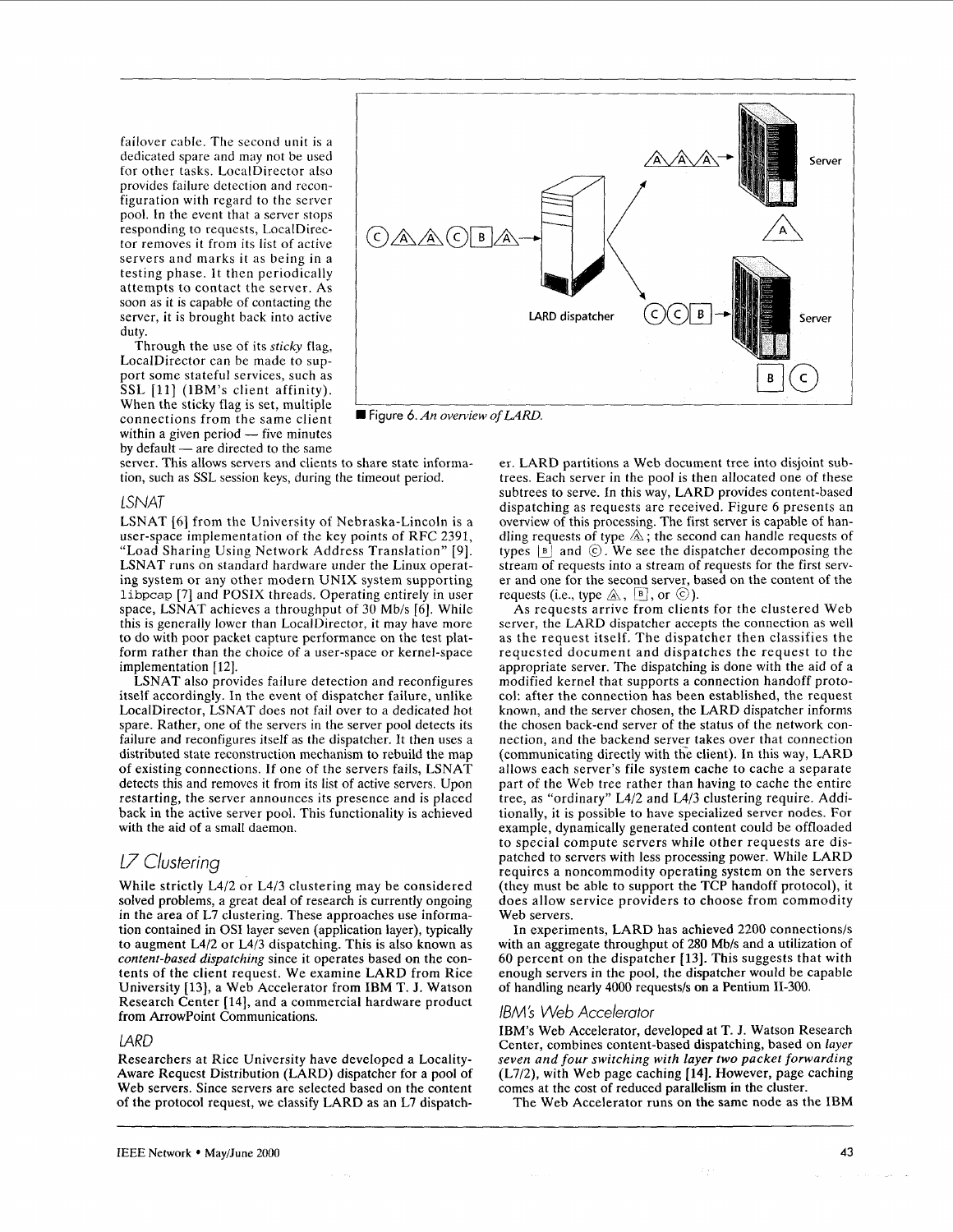failover cable. The second unit is a dedicated spare and may not be used for other tasks. LocalDirector also provides failure detection and reconfiguration with regard to the server pool. In the event that a server stops responding to requests, LocalDirector removes it from its list of active servers and marks it as being in a testing phase. It then periodically attempts to contact the server. As soon as it is capable of contacting the server, it is brought back into active duty.

Through the use of its *sticky* flag, LocalDirector can be made to support some stateful services, such as SSL [11] (IBM's client affinity). When the sticky flag is set, multiple connections from the same client within a given period — five minutes by default — are directed to the same server. This allows servers and clients to share state information, such as SSL session keys, during the timeout period.

### LSNAT

LSNAT [6] from the University of Nebraska-Lincoln is a user-space implementation of the key points of RFC 2391, "Load Sharing Using Network Address Translation" [9]. LSNAT runs on standard hardware under the Linux operating system or any other modern UNIX system supporting `libpcap` [7] and POSIX threads. Operating entirely in user space, LSNAT achieves a throughput of 30 Mb/s [6]. While this is generally lower than LocalDirector, it may have more to do with poor packet capture performance on the test platform rather than the choice of a user-space or kernel-space implementation [12].

LSNAT also provides failure detection and reconfigures itself accordingly. In the event of dispatcher failure, unlike LocalDirector, LSNAT does not fail over to a dedicated hot spare. Rather, one of the servers in the server pool detects its failure and reconfigures itself as the dispatcher. It then uses a distributed state reconstruction mechanism to rebuild the map of existing connections. If one of the servers fails, LSNAT detects this and removes it from its list of active servers. Upon restarting, the server announces its presence and is placed back in the active server pool. This functionality is achieved with the aid of a small daemon.

## L7 Clustering

While strictly L4/2 or L4/3 clustering may be considered solved problems, a great deal of research is currently ongoing in the area of L7 clustering. These approaches use information contained in OSI layer seven (application layer), typically to augment L4/2 or L4/3 dispatching. This is also known as *content-based dispatching* since it operates based on the contents of the client request. We examine LARD from Rice University [13], a Web Accelerator from IBM T. J. Watson Research Center [14], and a commercial hardware product from ArrowPoint Communications.

### LARD

Researchers at Rice University have developed a Locality-Aware Request Distribution (LARD) dispatcher for a pool of Web servers. Since servers are selected based on the content of the protocol request, we classify LARD as an L7 dispatcher. LARD partitions a Web document tree into disjoint subtrees. Each server in the pool is then allocated one of these subtrees to serve. In this way, LARD provides content-based dispatching as requests are received. Figure 6 presents an overview of this processing. The first server is capable of handling requests of type A; the second can handle requests of types B and C. We see the dispatcher decomposing the stream of requests into a stream of requests for the first server and one for the second server, based on the content of the requests (i.e., type A, B, or C).

■ Figure 6. *An overview of LARD.*

As requests arrive from clients for the clustered Web server, the LARD dispatcher accepts the connection as well as the request itself. The dispatcher then classifies the requested document and dispatches the request to the appropriate server. The dispatching is done with the aid of a modified kernel that supports a connection handoff protocol: after the connection has been established, the request known, and the server chosen, the LARD dispatcher informs the chosen back-end server of the status of the network connection, and the backend server takes over that connection (communicating directly with the client). In this way, LARD allows each server's file system cache to cache a separate part of the Web tree rather than having to cache the entire tree, as "ordinary" L4/2 and L4/3 clustering require. Additionally, it is possible to have specialized server nodes. For example, dynamically generated content could be offloaded to special compute servers while other requests are dispatched to servers with less processing power. While LARD requires a noncommodity operating system on the servers (they must be able to support the TCP handoff protocol), it does allow service providers to choose from commodity Web servers.

In experiments, LARD has achieved 2200 connections/s with an aggregate throughput of 280 Mb/s and a utilization of 60 percent on the dispatcher [13]. This suggests that with enough servers in the pool, the dispatcher would be capable of handling nearly 4000 requests/s on a Pentium II-300.

### IBM's Web Accelerator

IBM's Web Accelerator, developed at T. J. Watson Research Center, combines content-based dispatching, based on *layer seven and four switching with layer two packet forwarding* (L7/2), with Web page caching [14]. However, page caching comes at the cost of reduced parallelism in the cluster.

The Web Accelerator runs on the same node as the IBM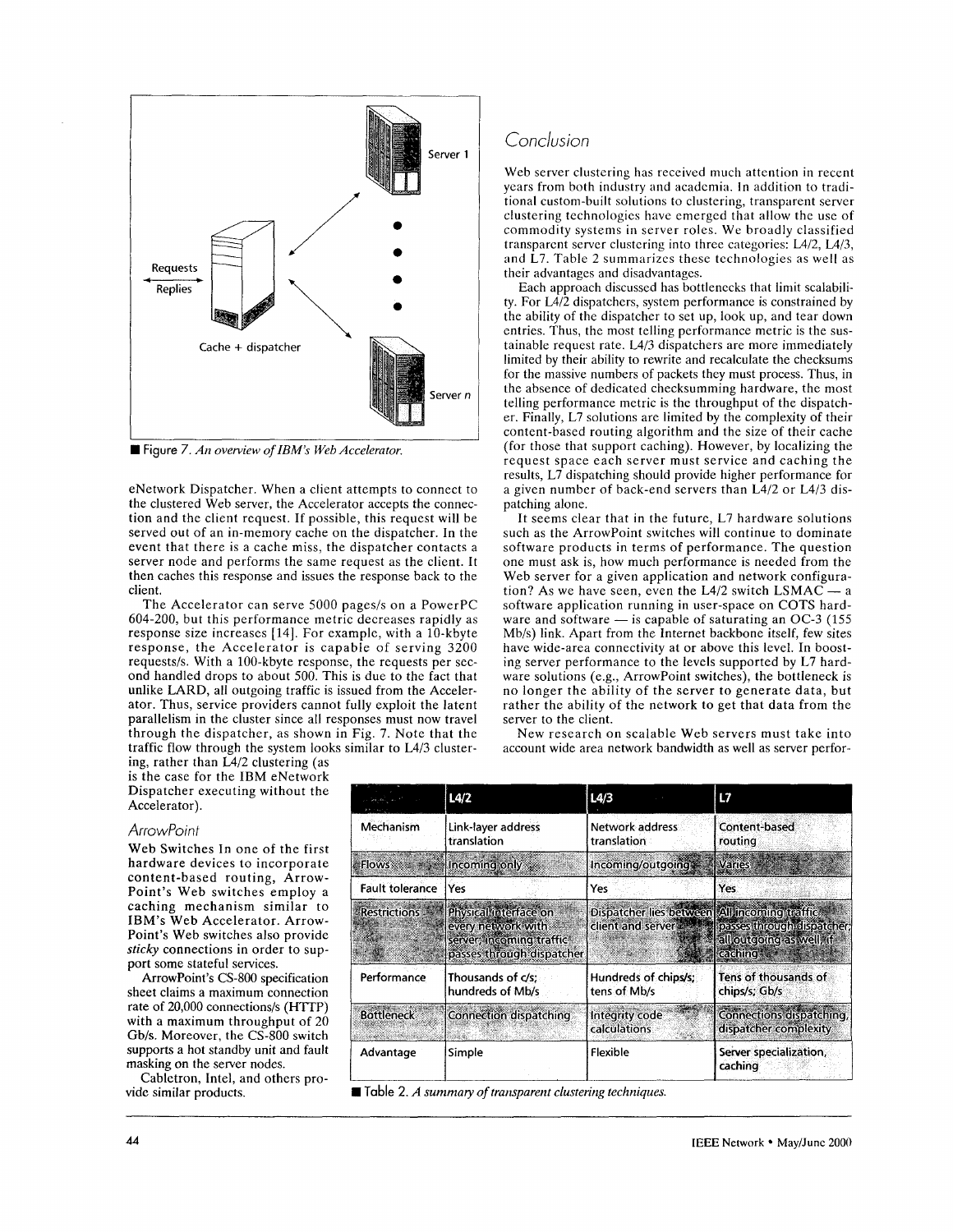■ Figure 7. *An overview of IBM's Web Accelerator.*

eNetwork Dispatcher. When a client attempts to connect to the clustered Web server, the Accelerator accepts the connection and the client request. If possible, this request will be served out of an in-memory cache on the dispatcher. In the event that there is a cache miss, the dispatcher contacts a server node and performs the same request as the client. It then caches this response and issues the response back to the client.

The Accelerator can serve 5000 pages/s on a PowerPC 604-200, but this performance metric decreases rapidly as response size increases [14]. For example, with a 10-kbyte response, the Accelerator is capable of serving 3200 requests/s. With a 100-kbyte response, the requests per second handled drops to about 500. This is due to the fact that unlike LARD, all outgoing traffic is issued from the Accelerator. Thus, service providers cannot fully exploit the latent parallelism in the cluster since all responses must now travel through the dispatcher, as shown in Fig. 7. Note that the traffic flow through the system looks similar to L4/3 clustering, rather than L4/2 clustering (as is the case for the IBM eNetwork Dispatcher executing without the Accelerator).

### ArrowPoint

Web Switches In one of the first hardware devices to incorporate content-based routing, ArrowPoint's Web switches employ a caching mechanism similar to IBM's Web Accelerator. ArrowPoint's Web switches also provide *sticky* connections in order to support some stateful services.

ArrowPoint's CS-800 specification sheet claims a maximum connection rate of 20,000 connections/s (HTTP) with a maximum throughput of 20 Gb/s. Moreover, the CS-800 switch supports a hot standby unit and fault masking on the server nodes.

Cabletron, Intel, and others provide similar products.

## Conclusion

Web server clustering has received much attention in recent years from both industry and academia. In addition to traditional custom-built solutions to clustering, transparent server clustering technologies have emerged that allow the use of commodity systems in server roles. We broadly classified transparent server clustering into three categories: L4/2, L4/3, and L7. Table 2 summarizes these technologies as well as their advantages and disadvantages.

Each approach discussed has bottlenecks that limit scalability. For L4/2 dispatchers, system performance is constrained by the ability of the dispatcher to set up, look up, and tear down entries. Thus, the most telling performance metric is the sustainable request rate. L4/3 dispatchers are more immediately limited by their ability to rewrite and recalculate the checksums for the massive numbers of packets they must process. Thus, in the absence of dedicated checksumming hardware, the most telling performance metric is the throughput of the dispatcher. Finally, L7 solutions are limited by the complexity of their content-based routing algorithm and the size of their cache (for those that support caching). However, by localizing the request space each server must service and caching the results, L7 dispatching should provide higher performance for a given number of back-end servers than L4/2 or L4/3 dispatching alone.

It seems clear that in the future, L7 hardware solutions such as the ArrowPoint switches will continue to dominate software products in terms of performance. The question one must ask is, how much performance is needed from the Web server for a given application and network configuration? As we have seen, even the L4/2 switch LSMAC — a software application running in user-space on COTS hardware and software — is capable of saturating an OC-3 (155 Mb/s) link. Apart from the Internet backbone itself, few sites have wide-area connectivity at or above this level. In boosting server performance to the levels supported by L7 hardware solutions (e.g., ArrowPoint switches), the bottleneck is no longer the ability of the server to generate data, but rather the ability of the network to get that data from the server to the client.

New research on scalable Web servers must take into account wide area network bandwidth as well as server perfor-

| | L4/2 | L4/3 | L7 |
|---|---|---|---|
| Mechanism | Link-layer address translation | Network address translation | Content-based routing |
| Flows | Incoming only | Incoming/outgoing | Varies |
| Fault tolerance | Yes | Yes | Yes |
| Restrictions | Physical interface on every network with server; incoming traffic passes through dispatcher | Dispatcher lies between client and server | All incoming traffic passes through dispatcher; all outgoing as well if caching |
| Performance | Thousands of c/s; hundreds of Mb/s | Hundreds of chips/s; tens of Mb/s | Tens of thousands of chips/s; Gb/s |
| Bottleneck | Connection dispatching | Integrity code calculations | Connections dispatching, dispatcher complexity |
| Advantage | Simple | Flexible | Server specialization, caching |

■ Table 2. *A summary of transparent clustering techniques.*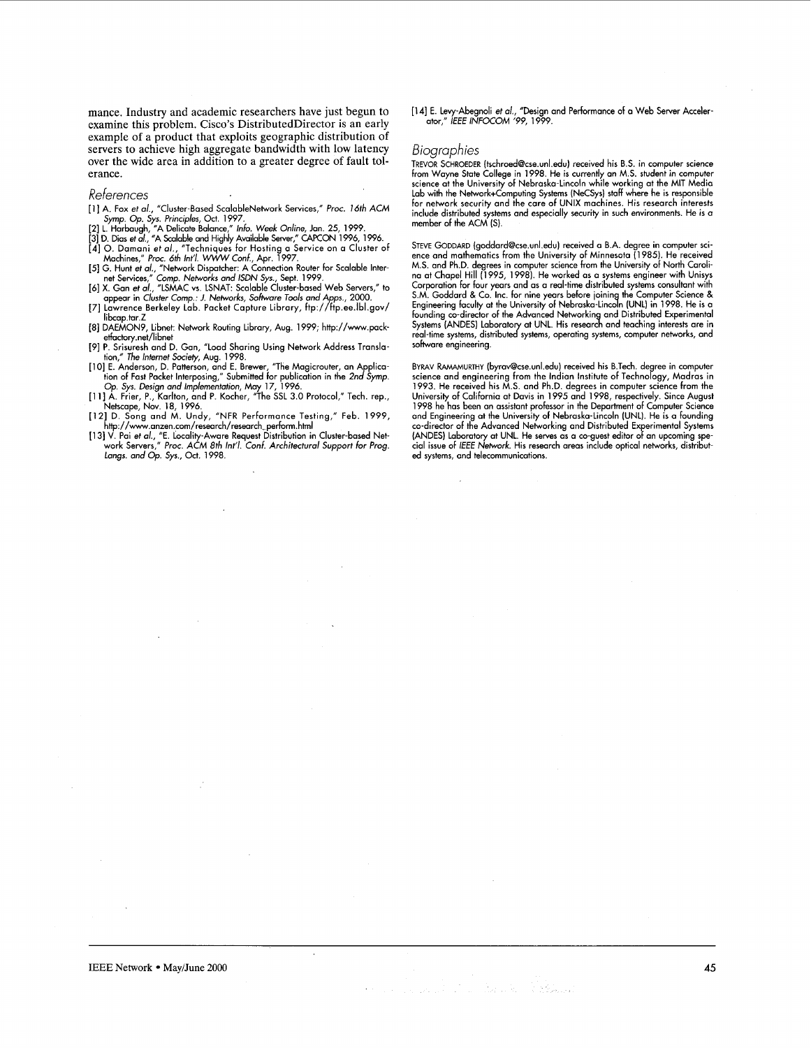mance. Industry and academic researchers have just begun to examine this problem. Cisco's DistributedDirector is an early example of a product that exploits geographic distribution of servers to achieve high aggregate bandwidth with low latency over the wide area in addition to a greater degree of fault tolerance.

## References

[1] A. Fox *et al.*, "Cluster-Based ScalableNetwork Services," *Proc. 16th ACM Symp. Op. Sys. Principles*, Oct. 1997.

[2] L. Harbaugh, "A Delicate Balance," *Info. Week Online*, Jan. 25, 1999.

[3] D. Dias *et al.*, "A Scalable and Highly Available Server," CAPCON 1996, 1996.

[4] O. Damani *et al.*, "Techniques for Hosting a Service on a Cluster of Machines," *Proc. 6th Int'l. WWW Conf.*, Apr. 1997.

[5] G. Hunt *et al.*, "Network Dispatcher: A Connection Router for Scalable Internet Services," *Comp. Networks and ISDN Sys.*, Sept. 1999.

[6] X. Gan *et al.*, "LSMAC vs. LSNAT: Scalable Cluster-based Web Servers," to appear in *Cluster Comp.: J. Networks, Software Tools and Apps.*, 2000.

[7] Lawrence Berkeley Lab. Packet Capture Library, ftp://ftp.ee.lbl.gov/libcap.tar.Z

[8] DAEMON9, Libnet: Network Routing Library, Aug. 1999; http://www.packetfactory.net/libnet

[9] P. Srisuresh and D. Gan, "Load Sharing Using Network Address Translation," *The Internet Society*, Aug. 1998.

[10] E. Anderson, D. Patterson, and E. Brewer, "The Magicrouter, an Application of Fast Packet Interposing," Submitted for publication in the *2nd Symp. Op. Sys. Design and Implementation*, May 17, 1996.

[11] A. Frier, P., Karlton, and P. Kocher, "The SSL 3.0 Protocol," Tech. rep., Netscape, Nov. 18, 1996.

[12] D. Song and M. Undy, "NFR Performance Testing," Feb. 1999, http://www.anzen.com/research/research_perform.html

[13] V. Pai *et al.*, "E. Locality-Aware Request Distribution in Cluster-based Network Servers," *Proc. ACM 8th Int'l. Conf. Architectural Support for Prog. Langs. and Op. Sys.*, Oct. 1998.

[14] E. Levy-Abegnoli *et al.*, "Design and Performance of a Web Server Accelerator," *IEEE INFOCOM '99*, 1999.

## Biographies

TREVOR SCHROEDER (tschroed@cse.unl.edu) received his B.S. in computer science from Wayne State College in 1998. He is currently an M.S. student in computer science at the University of Nebraska-Lincoln while working at the MIT Media Lab with the Network+Computing Systems (NeCSys) staff where he is responsible for network security and the care of UNIX machines. His research interests include distributed systems and especially security in such environments. He is a member of the ACM (S).

STEVE GODDARD (goddard@cse.unl.edu) received a B.A. degree in computer science and mathematics from the University of Minnesota (1985). He received M.S. and Ph.D. degrees in computer science from the University of North Carolina at Chapel Hill (1995, 1998). He worked as a systems engineer with Unisys Corporation for four years and as a real-time distributed systems consultant with S.M. Goddard & Co. Inc. for nine years before joining the Computer Science & Engineering faculty at the University of Nebraska-Lincoln (UNL) in 1998. He is a founding co-director of the Advanced Networking and Distributed Experimental Systems (ANDES) Laboratory at UNL. His research and teaching interests are in real-time systems, distributed systems, operating systems, computer networks, and software engineering.

BYRAV RAMAMURTHY (byrav@cse.unl.edu) received his B.Tech. degree in computer science and engineering from the Indian Institute of Technology, Madras in 1993. He received his M.S. and Ph.D. degrees in computer science from the University of California at Davis in 1995 and 1998, respectively. Since August 1998 he has been an assistant professor in the Department of Computer Science and Engineering at the University of Nebraska-Lincoln (UNL). He is a founding co-director of the Advanced Networking and Distributed Experimental Systems (ANDES) Laboratory at UNL. He serves as a co-guest editor of an upcoming special issue of *IEEE Network*. His research areas include optical networks, distributed systems, and telecommunications.